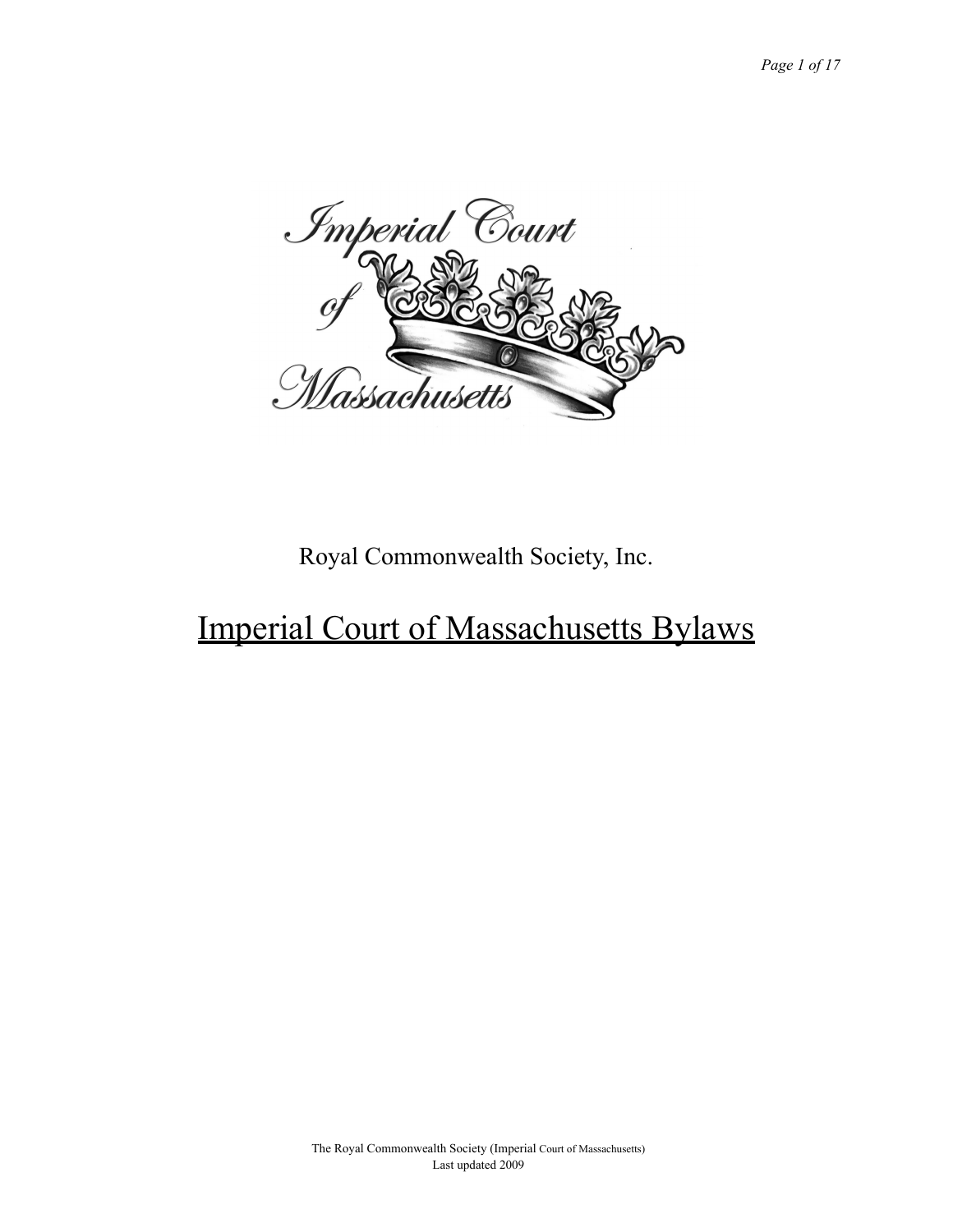Royal Commonwealth Society, Inc.

# Imperial Court of Massachusetts Bylaws

The Royal Commonwealth Society (Imperial Court of Massachusetts)
Last updated 2009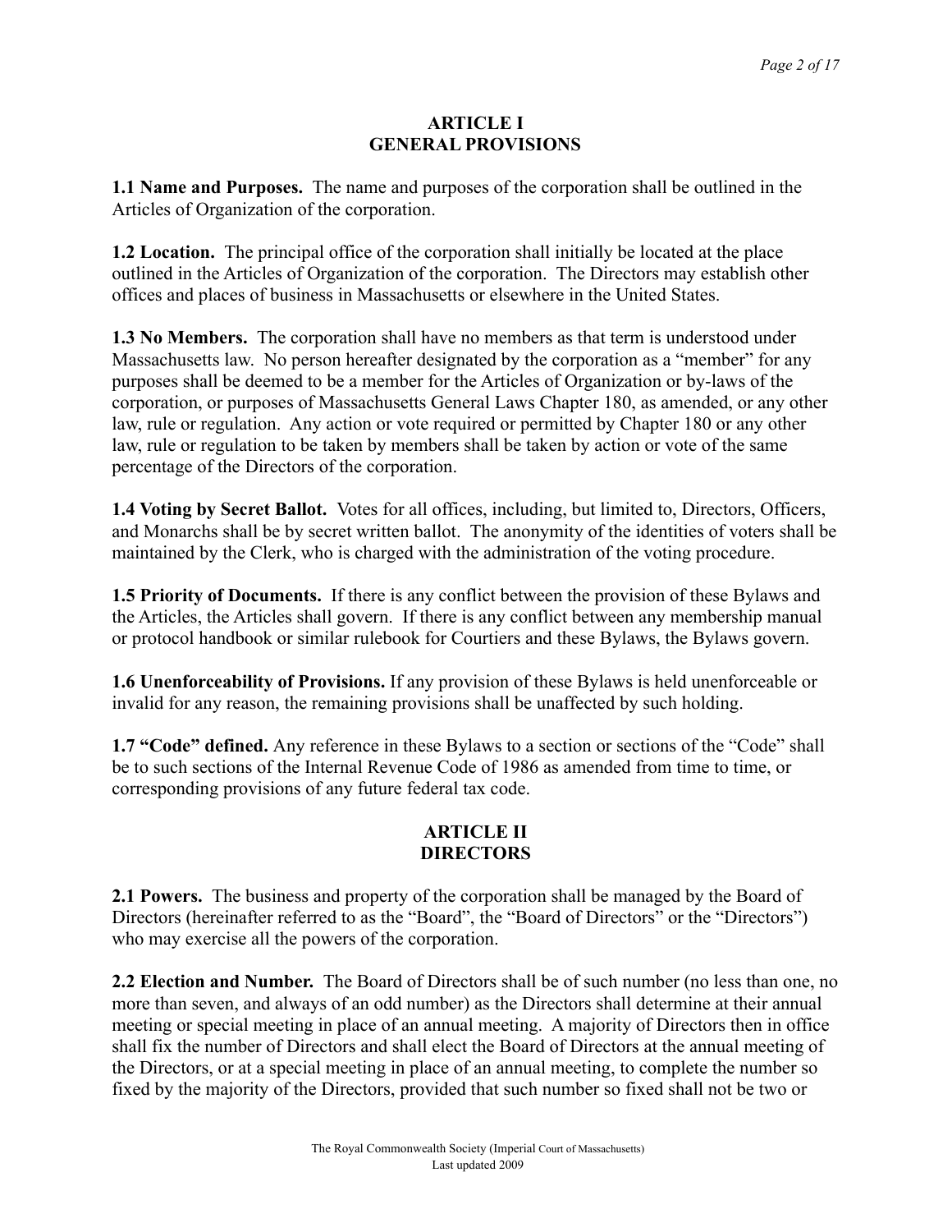## ARTICLE I
## GENERAL PROVISIONS

**1.1 Name and Purposes.** The name and purposes of the corporation shall be outlined in the Articles of Organization of the corporation.

**1.2 Location.** The principal office of the corporation shall initially be located at the place outlined in the Articles of Organization of the corporation. The Directors may establish other offices and places of business in Massachusetts or elsewhere in the United States.

**1.3 No Members.** The corporation shall have no members as that term is understood under Massachusetts law. No person hereafter designated by the corporation as a "member" for any purposes shall be deemed to be a member for the Articles of Organization or by-laws of the corporation, or purposes of Massachusetts General Laws Chapter 180, as amended, or any other law, rule or regulation. Any action or vote required or permitted by Chapter 180 or any other law, rule or regulation to be taken by members shall be taken by action or vote of the same percentage of the Directors of the corporation.

**1.4 Voting by Secret Ballot.** Votes for all offices, including, but limited to, Directors, Officers, and Monarchs shall be by secret written ballot. The anonymity of the identities of voters shall be maintained by the Clerk, who is charged with the administration of the voting procedure.

**1.5 Priority of Documents.** If there is any conflict between the provision of these Bylaws and the Articles, the Articles shall govern. If there is any conflict between any membership manual or protocol handbook or similar rulebook for Courtiers and these Bylaws, the Bylaws govern.

**1.6 Unenforceability of Provisions.** If any provision of these Bylaws is held unenforceable or invalid for any reason, the remaining provisions shall be unaffected by such holding.

**1.7 "Code" defined.** Any reference in these Bylaws to a section or sections of the "Code" shall be to such sections of the Internal Revenue Code of 1986 as amended from time to time, or corresponding provisions of any future federal tax code.

## ARTICLE II
## DIRECTORS

**2.1 Powers.** The business and property of the corporation shall be managed by the Board of Directors (hereinafter referred to as the "Board", the "Board of Directors" or the "Directors") who may exercise all the powers of the corporation.

**2.2 Election and Number.** The Board of Directors shall be of such number (no less than one, no more than seven, and always of an odd number) as the Directors shall determine at their annual meeting or special meeting in place of an annual meeting. A majority of Directors then in office shall fix the number of Directors and shall elect the Board of Directors at the annual meeting of the Directors, or at a special meeting in place of an annual meeting, to complete the number so fixed by the majority of the Directors, provided that such number so fixed shall not be two or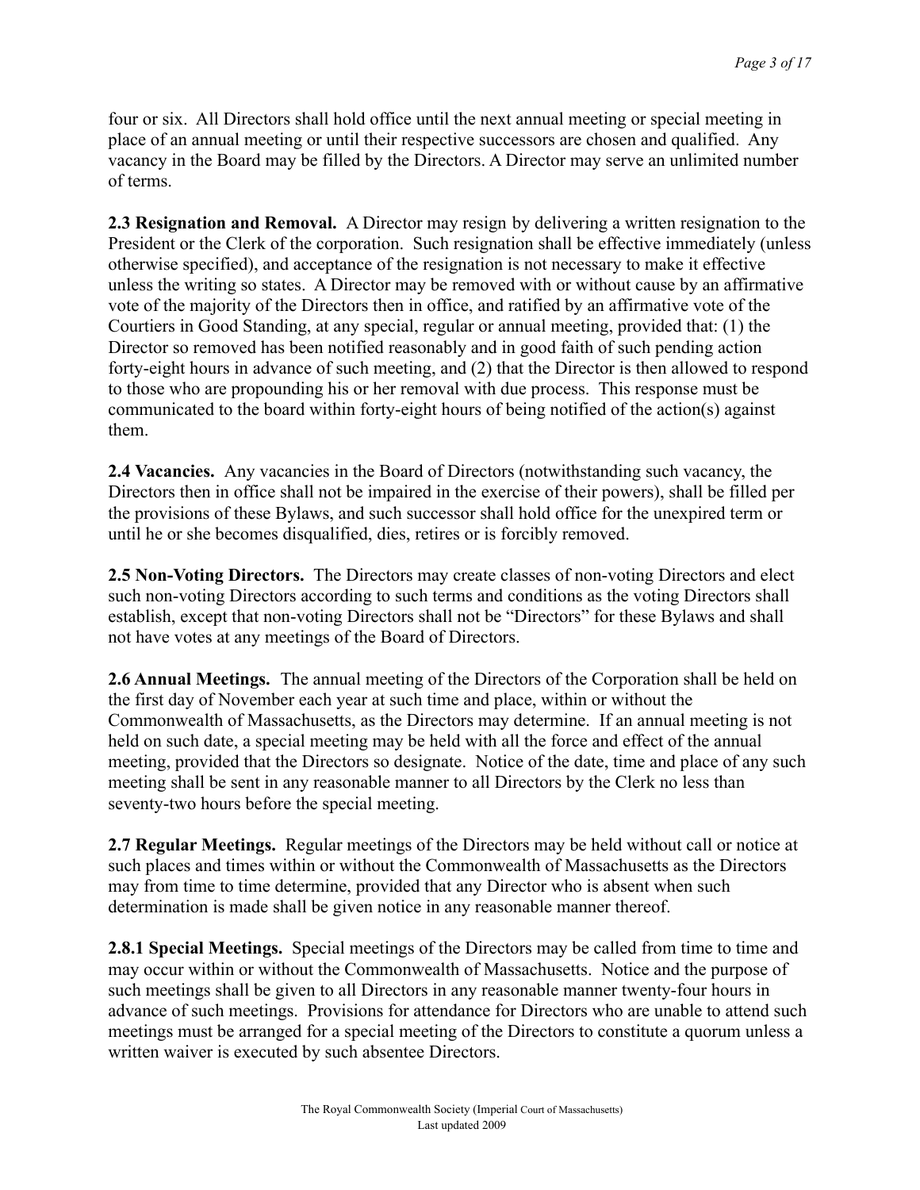four or six. All Directors shall hold office until the next annual meeting or special meeting in place of an annual meeting or until their respective successors are chosen and qualified. Any vacancy in the Board may be filled by the Directors. A Director may serve an unlimited number of terms.

**2.3 Resignation and Removal.** A Director may resign by delivering a written resignation to the President or the Clerk of the corporation. Such resignation shall be effective immediately (unless otherwise specified), and acceptance of the resignation is not necessary to make it effective unless the writing so states. A Director may be removed with or without cause by an affirmative vote of the majority of the Directors then in office, and ratified by an affirmative vote of the Courtiers in Good Standing, at any special, regular or annual meeting, provided that: (1) the Director so removed has been notified reasonably and in good faith of such pending action forty-eight hours in advance of such meeting, and (2) that the Director is then allowed to respond to those who are propounding his or her removal with due process. This response must be communicated to the board within forty-eight hours of being notified of the action(s) against them.

**2.4 Vacancies.** Any vacancies in the Board of Directors (notwithstanding such vacancy, the Directors then in office shall not be impaired in the exercise of their powers), shall be filled per the provisions of these Bylaws, and such successor shall hold office for the unexpired term or until he or she becomes disqualified, dies, retires or is forcibly removed.

**2.5 Non-Voting Directors.** The Directors may create classes of non-voting Directors and elect such non-voting Directors according to such terms and conditions as the voting Directors shall establish, except that non-voting Directors shall not be "Directors" for these Bylaws and shall not have votes at any meetings of the Board of Directors.

**2.6 Annual Meetings.** The annual meeting of the Directors of the Corporation shall be held on the first day of November each year at such time and place, within or without the Commonwealth of Massachusetts, as the Directors may determine. If an annual meeting is not held on such date, a special meeting may be held with all the force and effect of the annual meeting, provided that the Directors so designate. Notice of the date, time and place of any such meeting shall be sent in any reasonable manner to all Directors by the Clerk no less than seventy-two hours before the special meeting.

**2.7 Regular Meetings.** Regular meetings of the Directors may be held without call or notice at such places and times within or without the Commonwealth of Massachusetts as the Directors may from time to time determine, provided that any Director who is absent when such determination is made shall be given notice in any reasonable manner thereof.

**2.8.1 Special Meetings.** Special meetings of the Directors may be called from time to time and may occur within or without the Commonwealth of Massachusetts. Notice and the purpose of such meetings shall be given to all Directors in any reasonable manner twenty-four hours in advance of such meetings. Provisions for attendance for Directors who are unable to attend such meetings must be arranged for a special meeting of the Directors to constitute a quorum unless a written waiver is executed by such absentee Directors.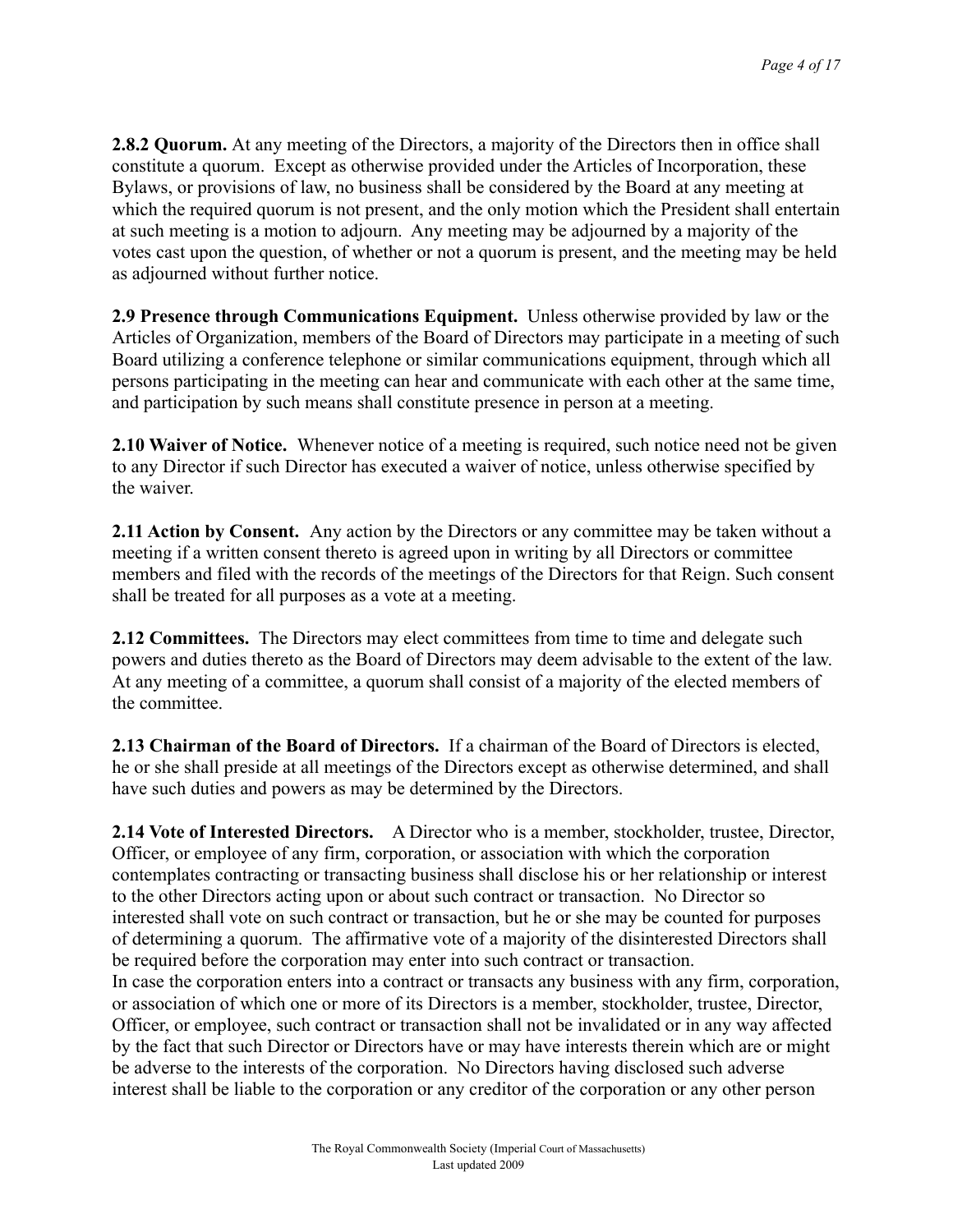**2.8.2 Quorum.** At any meeting of the Directors, a majority of the Directors then in office shall constitute a quorum. Except as otherwise provided under the Articles of Incorporation, these Bylaws, or provisions of law, no business shall be considered by the Board at any meeting at which the required quorum is not present, and the only motion which the President shall entertain at such meeting is a motion to adjourn. Any meeting may be adjourned by a majority of the votes cast upon the question, of whether or not a quorum is present, and the meeting may be held as adjourned without further notice.

**2.9 Presence through Communications Equipment.** Unless otherwise provided by law or the Articles of Organization, members of the Board of Directors may participate in a meeting of such Board utilizing a conference telephone or similar communications equipment, through which all persons participating in the meeting can hear and communicate with each other at the same time, and participation by such means shall constitute presence in person at a meeting.

**2.10 Waiver of Notice.** Whenever notice of a meeting is required, such notice need not be given to any Director if such Director has executed a waiver of notice, unless otherwise specified by the waiver.

**2.11 Action by Consent.** Any action by the Directors or any committee may be taken without a meeting if a written consent thereto is agreed upon in writing by all Directors or committee members and filed with the records of the meetings of the Directors for that Reign. Such consent shall be treated for all purposes as a vote at a meeting.

**2.12 Committees.** The Directors may elect committees from time to time and delegate such powers and duties thereto as the Board of Directors may deem advisable to the extent of the law. At any meeting of a committee, a quorum shall consist of a majority of the elected members of the committee.

**2.13 Chairman of the Board of Directors.** If a chairman of the Board of Directors is elected, he or she shall preside at all meetings of the Directors except as otherwise determined, and shall have such duties and powers as may be determined by the Directors.

**2.14 Vote of Interested Directors.** A Director who is a member, stockholder, trustee, Director, Officer, or employee of any firm, corporation, or association with which the corporation contemplates contracting or transacting business shall disclose his or her relationship or interest to the other Directors acting upon or about such contract or transaction. No Director so interested shall vote on such contract or transaction, but he or she may be counted for purposes of determining a quorum. The affirmative vote of a majority of the disinterested Directors shall be required before the corporation may enter into such contract or transaction.

In case the corporation enters into a contract or transacts any business with any firm, corporation, or association of which one or more of its Directors is a member, stockholder, trustee, Director, Officer, or employee, such contract or transaction shall not be invalidated or in any way affected by the fact that such Director or Directors have or may have interests therein which are or might be adverse to the interests of the corporation. No Directors having disclosed such adverse interest shall be liable to the corporation or any creditor of the corporation or any other person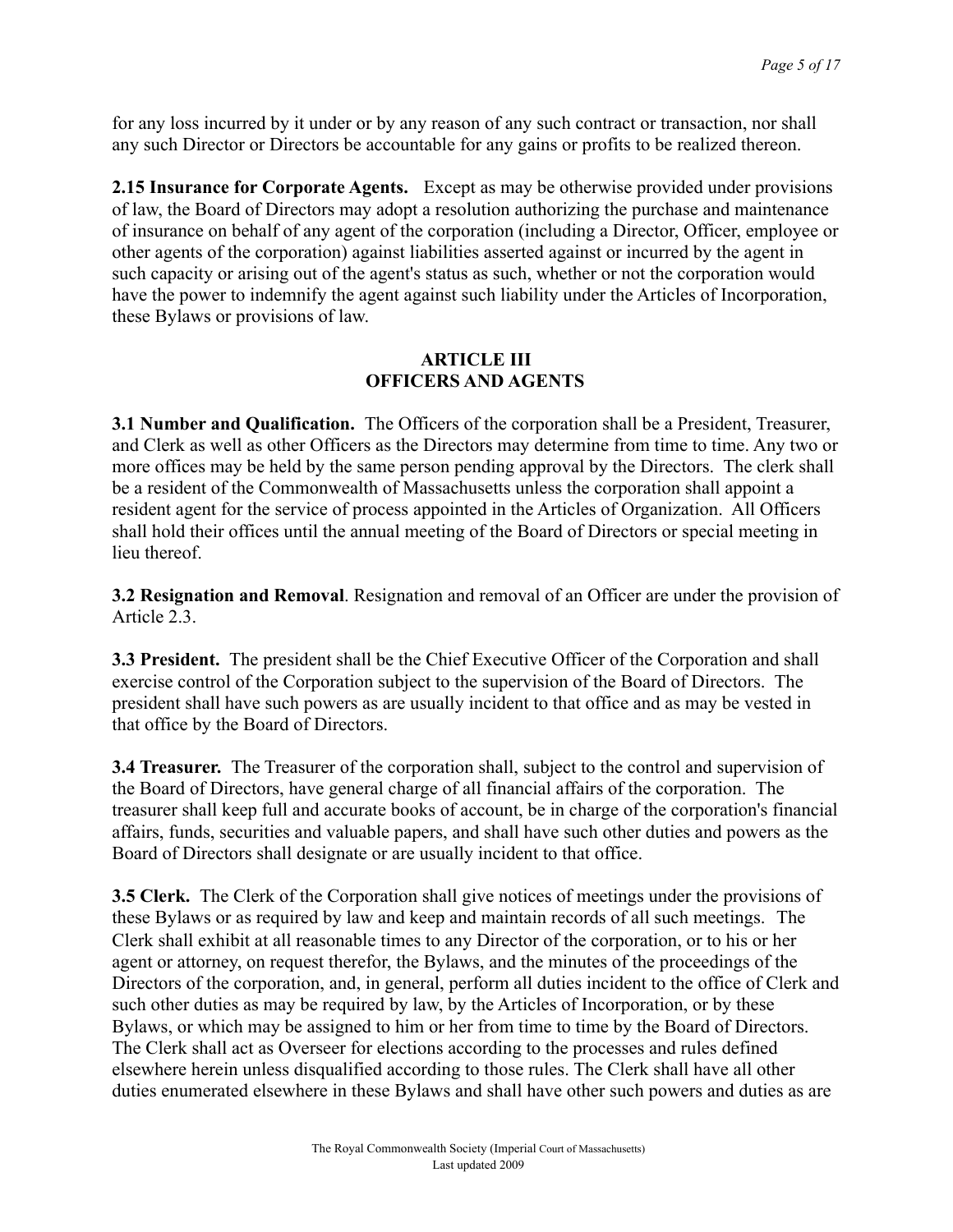for any loss incurred by it under or by any reason of any such contract or transaction, nor shall any such Director or Directors be accountable for any gains or profits to be realized thereon.

**2.15 Insurance for Corporate Agents.** Except as may be otherwise provided under provisions of law, the Board of Directors may adopt a resolution authorizing the purchase and maintenance of insurance on behalf of any agent of the corporation (including a Director, Officer, employee or other agents of the corporation) against liabilities asserted against or incurred by the agent in such capacity or arising out of the agent's status as such, whether or not the corporation would have the power to indemnify the agent against such liability under the Articles of Incorporation, these Bylaws or provisions of law.

## ARTICLE III
## OFFICERS AND AGENTS

**3.1 Number and Qualification.** The Officers of the corporation shall be a President, Treasurer, and Clerk as well as other Officers as the Directors may determine from time to time. Any two or more offices may be held by the same person pending approval by the Directors. The clerk shall be a resident of the Commonwealth of Massachusetts unless the corporation shall appoint a resident agent for the service of process appointed in the Articles of Organization. All Officers shall hold their offices until the annual meeting of the Board of Directors or special meeting in lieu thereof.

**3.2 Resignation and Removal**. Resignation and removal of an Officer are under the provision of Article 2.3.

**3.3 President.** The president shall be the Chief Executive Officer of the Corporation and shall exercise control of the Corporation subject to the supervision of the Board of Directors. The president shall have such powers as are usually incident to that office and as may be vested in that office by the Board of Directors.

**3.4 Treasurer.** The Treasurer of the corporation shall, subject to the control and supervision of the Board of Directors, have general charge of all financial affairs of the corporation. The treasurer shall keep full and accurate books of account, be in charge of the corporation's financial affairs, funds, securities and valuable papers, and shall have such other duties and powers as the Board of Directors shall designate or are usually incident to that office.

**3.5 Clerk.** The Clerk of the Corporation shall give notices of meetings under the provisions of these Bylaws or as required by law and keep and maintain records of all such meetings. The Clerk shall exhibit at all reasonable times to any Director of the corporation, or to his or her agent or attorney, on request therefor, the Bylaws, and the minutes of the proceedings of the Directors of the corporation, and, in general, perform all duties incident to the office of Clerk and such other duties as may be required by law, by the Articles of Incorporation, or by these Bylaws, or which may be assigned to him or her from time to time by the Board of Directors. The Clerk shall act as Overseer for elections according to the processes and rules defined elsewhere herein unless disqualified according to those rules. The Clerk shall have all other duties enumerated elsewhere in these Bylaws and shall have other such powers and duties as are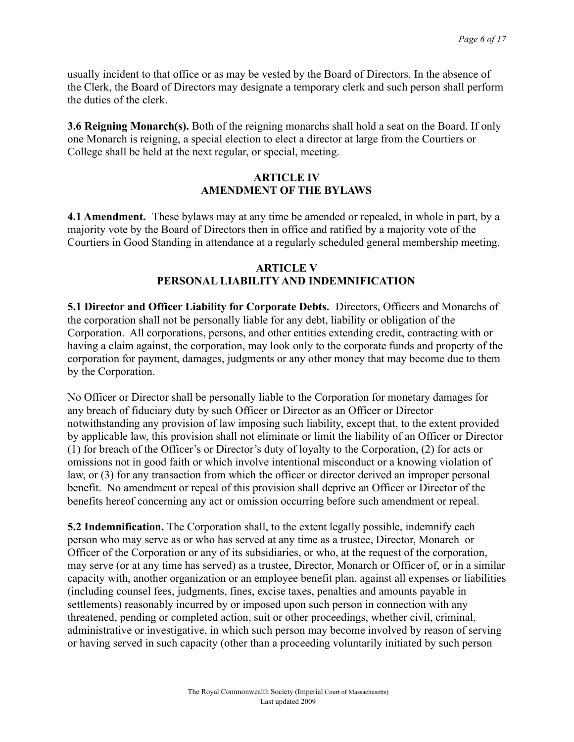usually incident to that office or as may be vested by the Board of Directors. In the absence of the Clerk, the Board of Directors may designate a temporary clerk and such person shall perform the duties of the clerk.

**3.6 Reigning Monarch(s).** Both of the reigning monarchs shall hold a seat on the Board. If only one Monarch is reigning, a special election to elect a director at large from the Courtiers or College shall be held at the next regular, or special, meeting.

## ARTICLE IV
## AMENDMENT OF THE BYLAWS

**4.1 Amendment.** These bylaws may at any time be amended or repealed, in whole in part, by a majority vote by the Board of Directors then in office and ratified by a majority vote of the Courtiers in Good Standing in attendance at a regularly scheduled general membership meeting.

## ARTICLE V
## PERSONAL LIABILITY AND INDEMNIFICATION

**5.1 Director and Officer Liability for Corporate Debts.** Directors, Officers and Monarchs of the corporation shall not be personally liable for any debt, liability or obligation of the Corporation. All corporations, persons, and other entities extending credit, contracting with or having a claim against, the corporation, may look only to the corporate funds and property of the corporation for payment, damages, judgments or any other money that may become due to them by the Corporation.

No Officer or Director shall be personally liable to the Corporation for monetary damages for any breach of fiduciary duty by such Officer or Director as an Officer or Director notwithstanding any provision of law imposing such liability, except that, to the extent provided by applicable law, this provision shall not eliminate or limit the liability of an Officer or Director (1) for breach of the Officer's or Director's duty of loyalty to the Corporation, (2) for acts or omissions not in good faith or which involve intentional misconduct or a knowing violation of law, or (3) for any transaction from which the officer or director derived an improper personal benefit. No amendment or repeal of this provision shall deprive an Officer or Director of the benefits hereof concerning any act or omission occurring before such amendment or repeal.

**5.2 Indemnification.** The Corporation shall, to the extent legally possible, indemnify each person who may serve as or who has served at any time as a trustee, Director, Monarch or Officer of the Corporation or any of its subsidiaries, or who, at the request of the corporation, may serve (or at any time has served) as a trustee, Director, Monarch or Officer of, or in a similar capacity with, another organization or an employee benefit plan, against all expenses or liabilities (including counsel fees, judgments, fines, excise taxes, penalties and amounts payable in settlements) reasonably incurred by or imposed upon such person in connection with any threatened, pending or completed action, suit or other proceedings, whether civil, criminal, administrative or investigative, in which such person may become involved by reason of serving or having served in such capacity (other than a proceeding voluntarily initiated by such person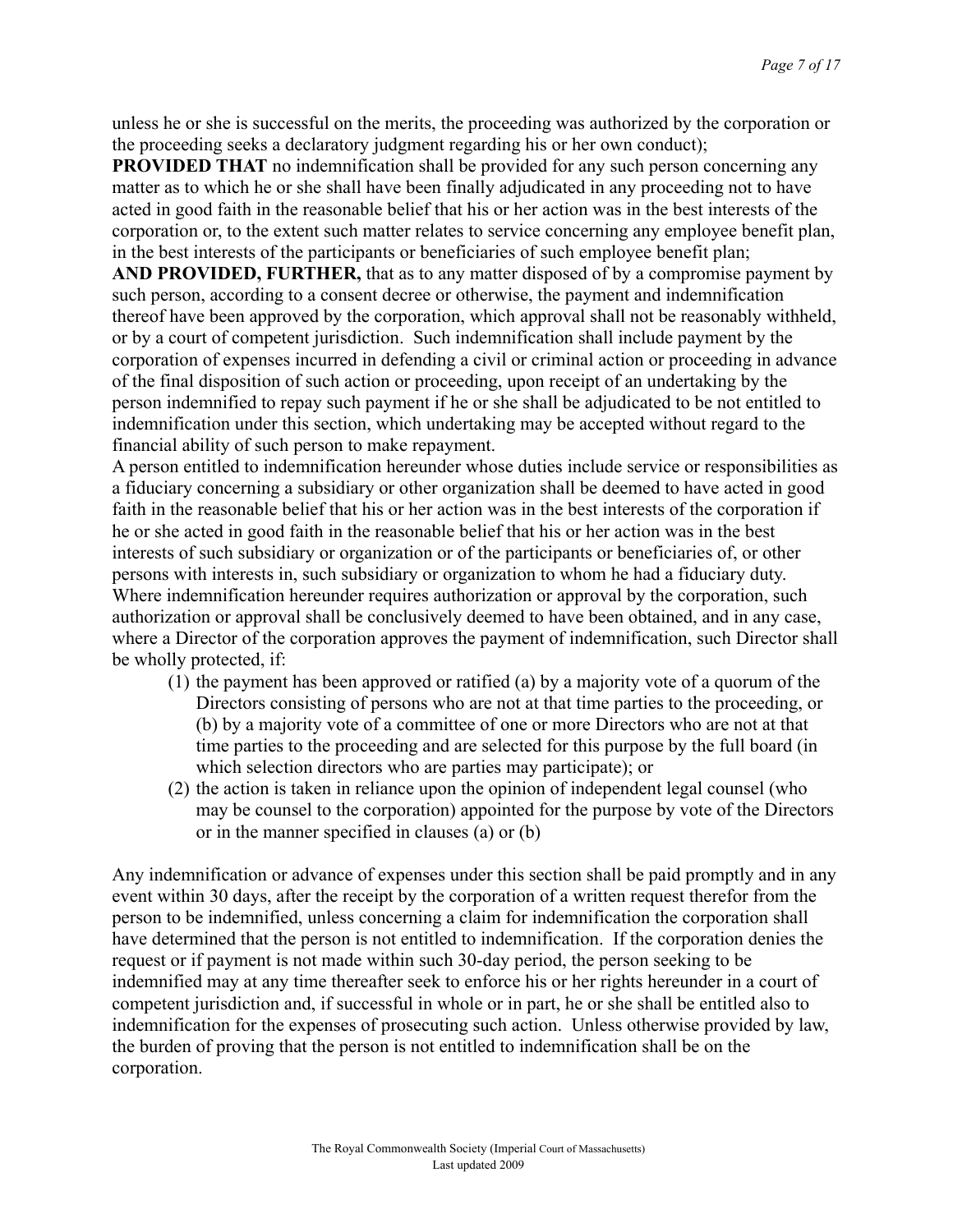unless he or she is successful on the merits, the proceeding was authorized by the corporation or the proceeding seeks a declaratory judgment regarding his or her own conduct);

**PROVIDED THAT** no indemnification shall be provided for any such person concerning any matter as to which he or she shall have been finally adjudicated in any proceeding not to have acted in good faith in the reasonable belief that his or her action was in the best interests of the corporation or, to the extent such matter relates to service concerning any employee benefit plan, in the best interests of the participants or beneficiaries of such employee benefit plan;

**AND PROVIDED, FURTHER,** that as to any matter disposed of by a compromise payment by such person, according to a consent decree or otherwise, the payment and indemnification thereof have been approved by the corporation, which approval shall not be reasonably withheld, or by a court of competent jurisdiction. Such indemnification shall include payment by the corporation of expenses incurred in defending a civil or criminal action or proceeding in advance of the final disposition of such action or proceeding, upon receipt of an undertaking by the person indemnified to repay such payment if he or she shall be adjudicated to be not entitled to indemnification under this section, which undertaking may be accepted without regard to the financial ability of such person to make repayment.

A person entitled to indemnification hereunder whose duties include service or responsibilities as a fiduciary concerning a subsidiary or other organization shall be deemed to have acted in good faith in the reasonable belief that his or her action was in the best interests of the corporation if he or she acted in good faith in the reasonable belief that his or her action was in the best interests of such subsidiary or organization or of the participants or beneficiaries of, or other persons with interests in, such subsidiary or organization to whom he had a fiduciary duty. Where indemnification hereunder requires authorization or approval by the corporation, such authorization or approval shall be conclusively deemed to have been obtained, and in any case, where a Director of the corporation approves the payment of indemnification, such Director shall be wholly protected, if:

1. the payment has been approved or ratified (a) by a majority vote of a quorum of the Directors consisting of persons who are not at that time parties to the proceeding, or (b) by a majority vote of a committee of one or more Directors who are not at that time parties to the proceeding and are selected for this purpose by the full board (in which selection directors who are parties may participate); or
2. the action is taken in reliance upon the opinion of independent legal counsel (who may be counsel to the corporation) appointed for the purpose by vote of the Directors or in the manner specified in clauses (a) or (b)

Any indemnification or advance of expenses under this section shall be paid promptly and in any event within 30 days, after the receipt by the corporation of a written request therefor from the person to be indemnified, unless concerning a claim for indemnification the corporation shall have determined that the person is not entitled to indemnification. If the corporation denies the request or if payment is not made within such 30-day period, the person seeking to be indemnified may at any time thereafter seek to enforce his or her rights hereunder in a court of competent jurisdiction and, if successful in whole or in part, he or she shall be entitled also to indemnification for the expenses of prosecuting such action. Unless otherwise provided by law, the burden of proving that the person is not entitled to indemnification shall be on the corporation.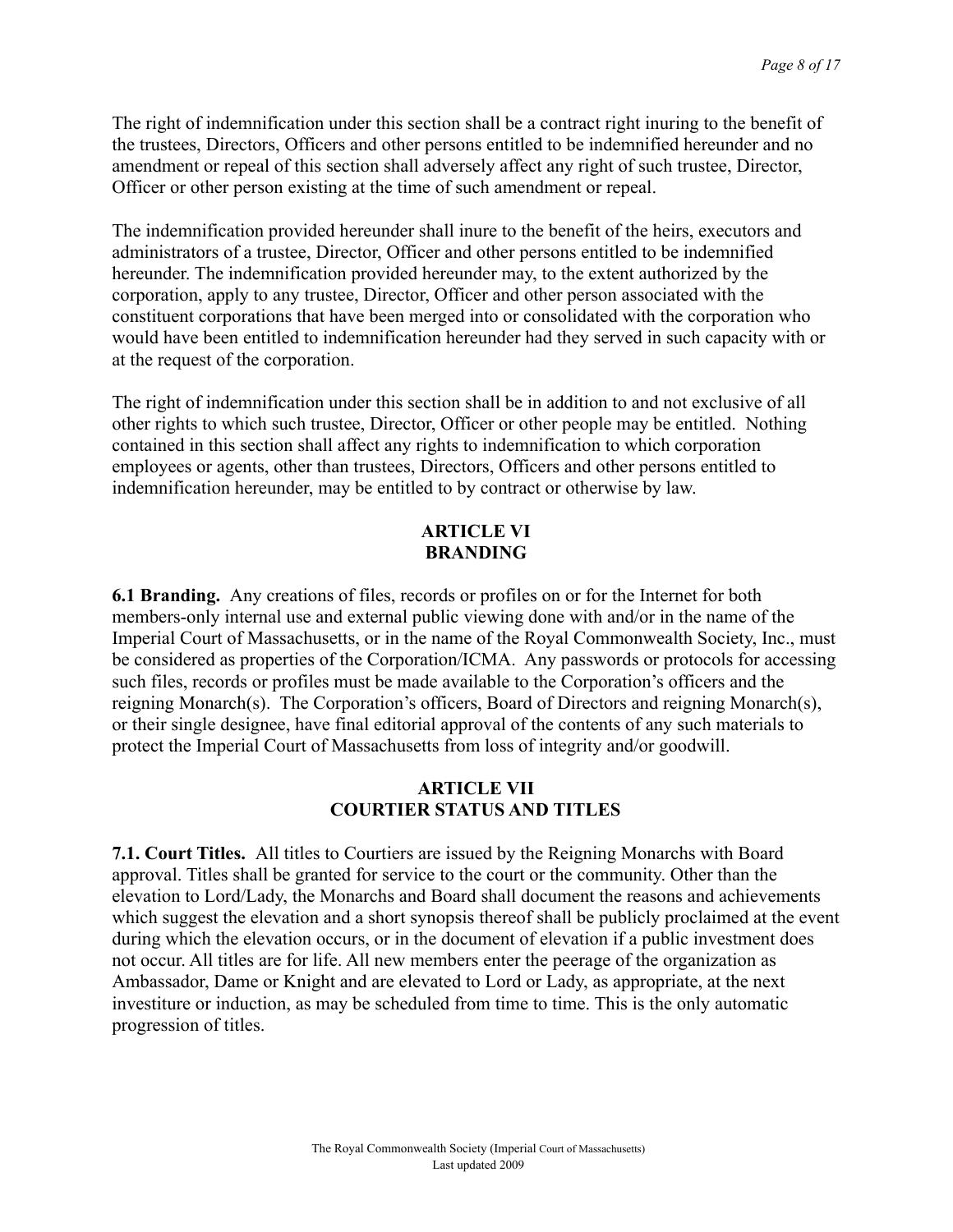The right of indemnification under this section shall be a contract right inuring to the benefit of the trustees, Directors, Officers and other persons entitled to be indemnified hereunder and no amendment or repeal of this section shall adversely affect any right of such trustee, Director, Officer or other person existing at the time of such amendment or repeal.

The indemnification provided hereunder shall inure to the benefit of the heirs, executors and administrators of a trustee, Director, Officer and other persons entitled to be indemnified hereunder. The indemnification provided hereunder may, to the extent authorized by the corporation, apply to any trustee, Director, Officer and other person associated with the constituent corporations that have been merged into or consolidated with the corporation who would have been entitled to indemnification hereunder had they served in such capacity with or at the request of the corporation.

The right of indemnification under this section shall be in addition to and not exclusive of all other rights to which such trustee, Director, Officer or other people may be entitled. Nothing contained in this section shall affect any rights to indemnification to which corporation employees or agents, other than trustees, Directors, Officers and other persons entitled to indemnification hereunder, may be entitled to by contract or otherwise by law.

## ARTICLE VI
## BRANDING

**6.1 Branding.** Any creations of files, records or profiles on or for the Internet for both members-only internal use and external public viewing done with and/or in the name of the Imperial Court of Massachusetts, or in the name of the Royal Commonwealth Society, Inc., must be considered as properties of the Corporation/ICMA. Any passwords or protocols for accessing such files, records or profiles must be made available to the Corporation's officers and the reigning Monarch(s). The Corporation's officers, Board of Directors and reigning Monarch(s), or their single designee, have final editorial approval of the contents of any such materials to protect the Imperial Court of Massachusetts from loss of integrity and/or goodwill.

## ARTICLE VII
## COURTIER STATUS AND TITLES

**7.1. Court Titles.** All titles to Courtiers are issued by the Reigning Monarchs with Board approval. Titles shall be granted for service to the court or the community. Other than the elevation to Lord/Lady, the Monarchs and Board shall document the reasons and achievements which suggest the elevation and a short synopsis thereof shall be publicly proclaimed at the event during which the elevation occurs, or in the document of elevation if a public investment does not occur. All titles are for life. All new members enter the peerage of the organization as Ambassador, Dame or Knight and are elevated to Lord or Lady, as appropriate, at the next investiture or induction, as may be scheduled from time to time. This is the only automatic progression of titles.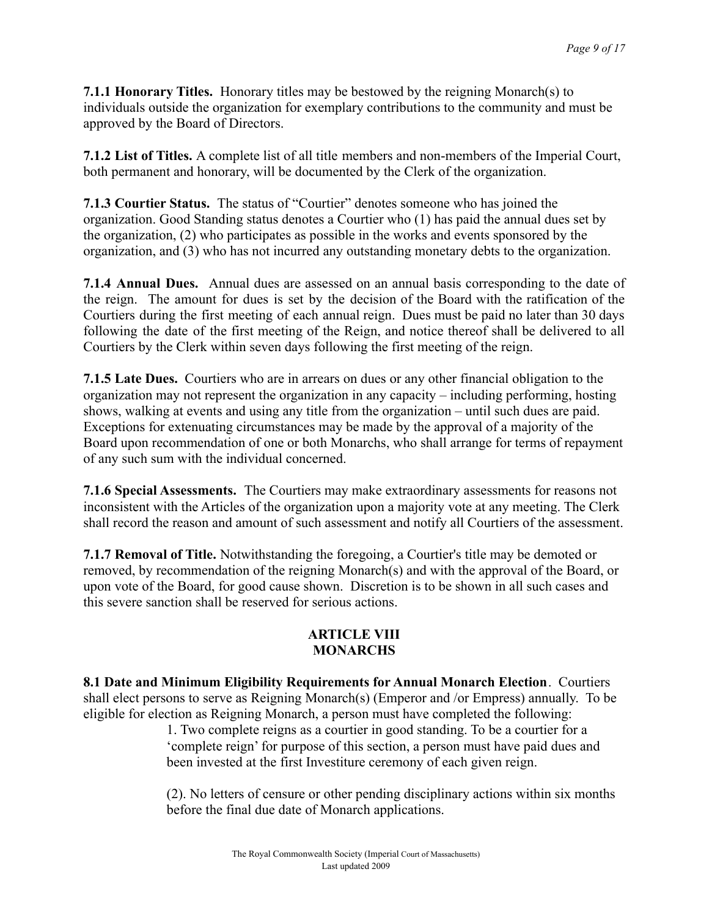**7.1.1 Honorary Titles.** Honorary titles may be bestowed by the reigning Monarch(s) to individuals outside the organization for exemplary contributions to the community and must be approved by the Board of Directors.

**7.1.2 List of Titles.** A complete list of all title members and non-members of the Imperial Court, both permanent and honorary, will be documented by the Clerk of the organization.

**7.1.3 Courtier Status.** The status of "Courtier" denotes someone who has joined the organization. Good Standing status denotes a Courtier who (1) has paid the annual dues set by the organization, (2) who participates as possible in the works and events sponsored by the organization, and (3) who has not incurred any outstanding monetary debts to the organization.

**7.1.4 Annual Dues.** Annual dues are assessed on an annual basis corresponding to the date of the reign. The amount for dues is set by the decision of the Board with the ratification of the Courtiers during the first meeting of each annual reign. Dues must be paid no later than 30 days following the date of the first meeting of the Reign, and notice thereof shall be delivered to all Courtiers by the Clerk within seven days following the first meeting of the reign.

**7.1.5 Late Dues.** Courtiers who are in arrears on dues or any other financial obligation to the organization may not represent the organization in any capacity – including performing, hosting shows, walking at events and using any title from the organization – until such dues are paid. Exceptions for extenuating circumstances may be made by the approval of a majority of the Board upon recommendation of one or both Monarchs, who shall arrange for terms of repayment of any such sum with the individual concerned.

**7.1.6 Special Assessments.** The Courtiers may make extraordinary assessments for reasons not inconsistent with the Articles of the organization upon a majority vote at any meeting. The Clerk shall record the reason and amount of such assessment and notify all Courtiers of the assessment.

**7.1.7 Removal of Title.** Notwithstanding the foregoing, a Courtier's title may be demoted or removed, by recommendation of the reigning Monarch(s) and with the approval of the Board, or upon vote of the Board, for good cause shown. Discretion is to be shown in all such cases and this severe sanction shall be reserved for serious actions.

## ARTICLE VIII
## MONARCHS

**8.1 Date and Minimum Eligibility Requirements for Annual Monarch Election**. Courtiers shall elect persons to serve as Reigning Monarch(s) (Emperor and /or Empress) annually. To be eligible for election as Reigning Monarch, a person must have completed the following:

1. Two complete reigns as a courtier in good standing. To be a courtier for a 'complete reign' for purpose of this section, a person must have paid dues and been invested at the first Investiture ceremony of each given reign.

(2). No letters of censure or other pending disciplinary actions within six months before the final due date of Monarch applications.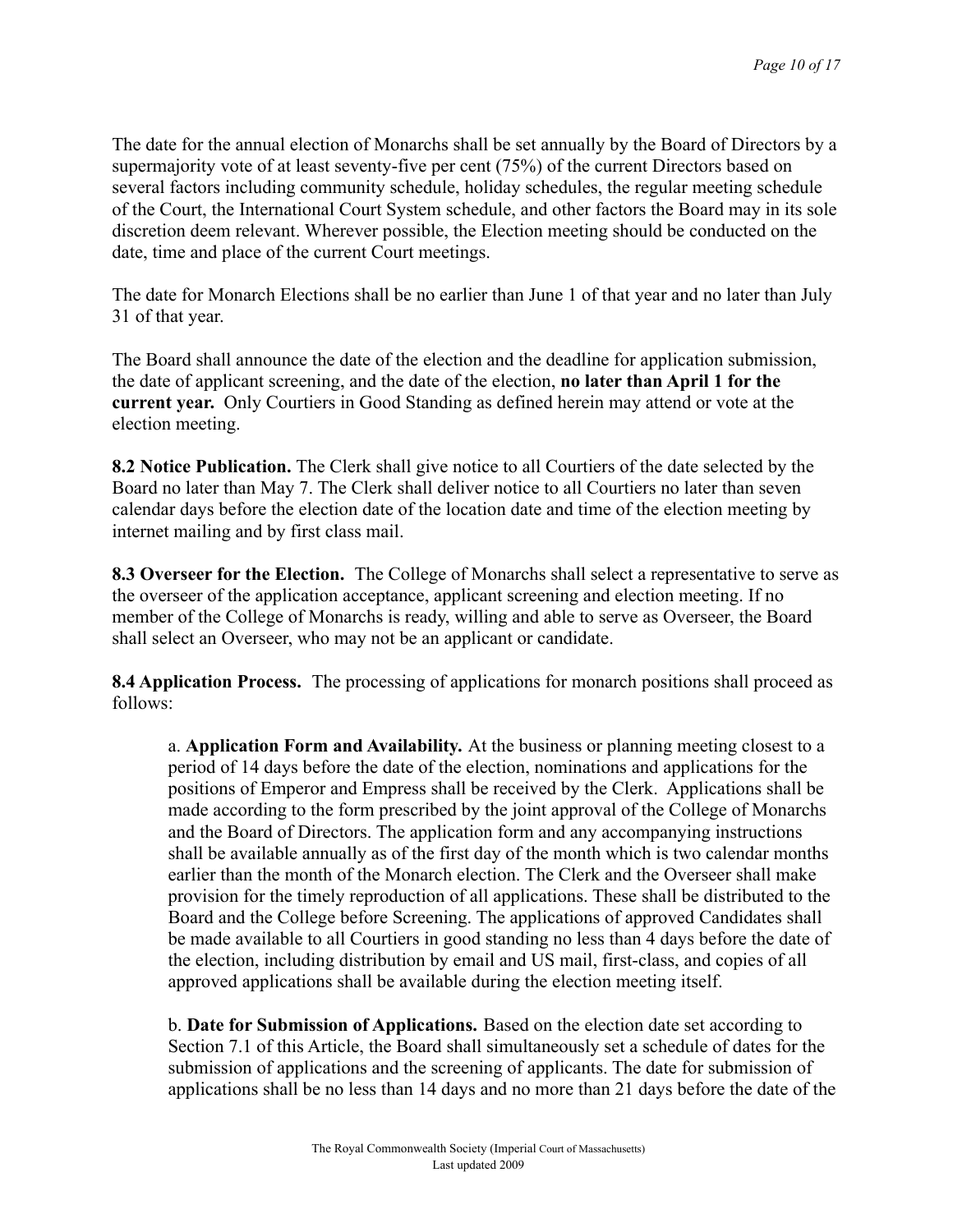The date for the annual election of Monarchs shall be set annually by the Board of Directors by a supermajority vote of at least seventy-five per cent (75%) of the current Directors based on several factors including community schedule, holiday schedules, the regular meeting schedule of the Court, the International Court System schedule, and other factors the Board may in its sole discretion deem relevant. Wherever possible, the Election meeting should be conducted on the date, time and place of the current Court meetings.

The date for Monarch Elections shall be no earlier than June 1 of that year and no later than July 31 of that year.

The Board shall announce the date of the election and the deadline for application submission, the date of applicant screening, and the date of the election, **no later than April 1 for the current year.** Only Courtiers in Good Standing as defined herein may attend or vote at the election meeting.

**8.2 Notice Publication.** The Clerk shall give notice to all Courtiers of the date selected by the Board no later than May 7. The Clerk shall deliver notice to all Courtiers no later than seven calendar days before the election date of the location date and time of the election meeting by internet mailing and by first class mail.

**8.3 Overseer for the Election.** The College of Monarchs shall select a representative to serve as the overseer of the application acceptance, applicant screening and election meeting. If no member of the College of Monarchs is ready, willing and able to serve as Overseer, the Board shall select an Overseer, who may not be an applicant or candidate.

**8.4 Application Process.** The processing of applications for monarch positions shall proceed as follows:

a. **Application Form and Availability.** At the business or planning meeting closest to a period of 14 days before the date of the election, nominations and applications for the positions of Emperor and Empress shall be received by the Clerk. Applications shall be made according to the form prescribed by the joint approval of the College of Monarchs and the Board of Directors. The application form and any accompanying instructions shall be available annually as of the first day of the month which is two calendar months earlier than the month of the Monarch election. The Clerk and the Overseer shall make provision for the timely reproduction of all applications. These shall be distributed to the Board and the College before Screening. The applications of approved Candidates shall be made available to all Courtiers in good standing no less than 4 days before the date of the election, including distribution by email and US mail, first-class, and copies of all approved applications shall be available during the election meeting itself.

b. **Date for Submission of Applications.** Based on the election date set according to Section 7.1 of this Article, the Board shall simultaneously set a schedule of dates for the submission of applications and the screening of applicants. The date for submission of applications shall be no less than 14 days and no more than 21 days before the date of the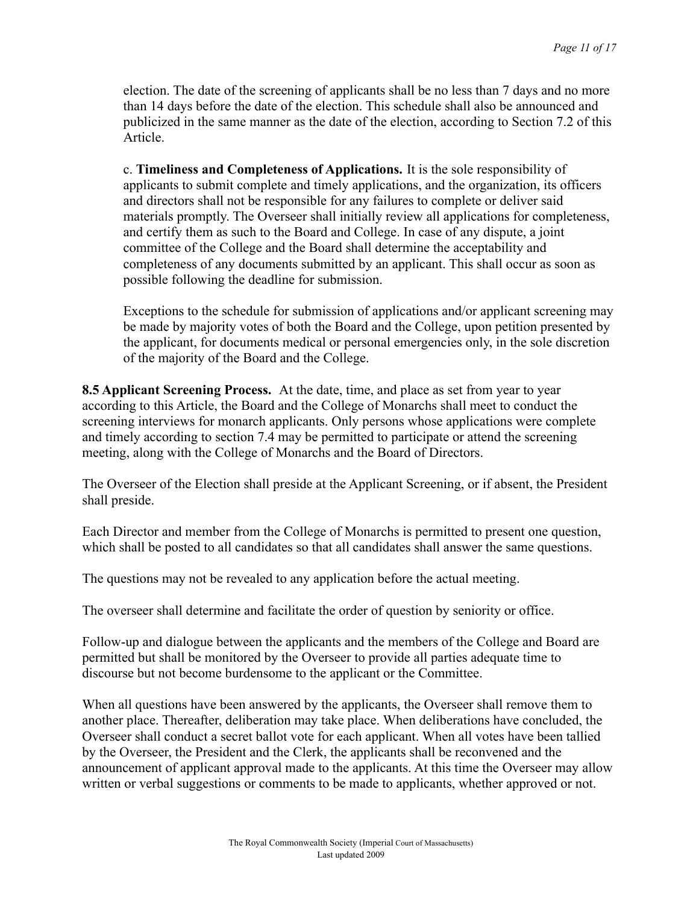election. The date of the screening of applicants shall be no less than 7 days and no more than 14 days before the date of the election. This schedule shall also be announced and publicized in the same manner as the date of the election, according to Section 7.2 of this Article.

c. **Timeliness and Completeness of Applications.** It is the sole responsibility of applicants to submit complete and timely applications, and the organization, its officers and directors shall not be responsible for any failures to complete or deliver said materials promptly. The Overseer shall initially review all applications for completeness, and certify them as such to the Board and College. In case of any dispute, a joint committee of the College and the Board shall determine the acceptability and completeness of any documents submitted by an applicant. This shall occur as soon as possible following the deadline for submission.

Exceptions to the schedule for submission of applications and/or applicant screening may be made by majority votes of both the Board and the College, upon petition presented by the applicant, for documents medical or personal emergencies only, in the sole discretion of the majority of the Board and the College.

**8.5 Applicant Screening Process.** At the date, time, and place as set from year to year according to this Article, the Board and the College of Monarchs shall meet to conduct the screening interviews for monarch applicants. Only persons whose applications were complete and timely according to section 7.4 may be permitted to participate or attend the screening meeting, along with the College of Monarchs and the Board of Directors.

The Overseer of the Election shall preside at the Applicant Screening, or if absent, the President shall preside.

Each Director and member from the College of Monarchs is permitted to present one question, which shall be posted to all candidates so that all candidates shall answer the same questions.

The questions may not be revealed to any application before the actual meeting.

The overseer shall determine and facilitate the order of question by seniority or office.

Follow-up and dialogue between the applicants and the members of the College and Board are permitted but shall be monitored by the Overseer to provide all parties adequate time to discourse but not become burdensome to the applicant or the Committee.

When all questions have been answered by the applicants, the Overseer shall remove them to another place. Thereafter, deliberation may take place. When deliberations have concluded, the Overseer shall conduct a secret ballot vote for each applicant. When all votes have been tallied by the Overseer, the President and the Clerk, the applicants shall be reconvened and the announcement of applicant approval made to the applicants. At this time the Overseer may allow written or verbal suggestions or comments to be made to applicants, whether approved or not.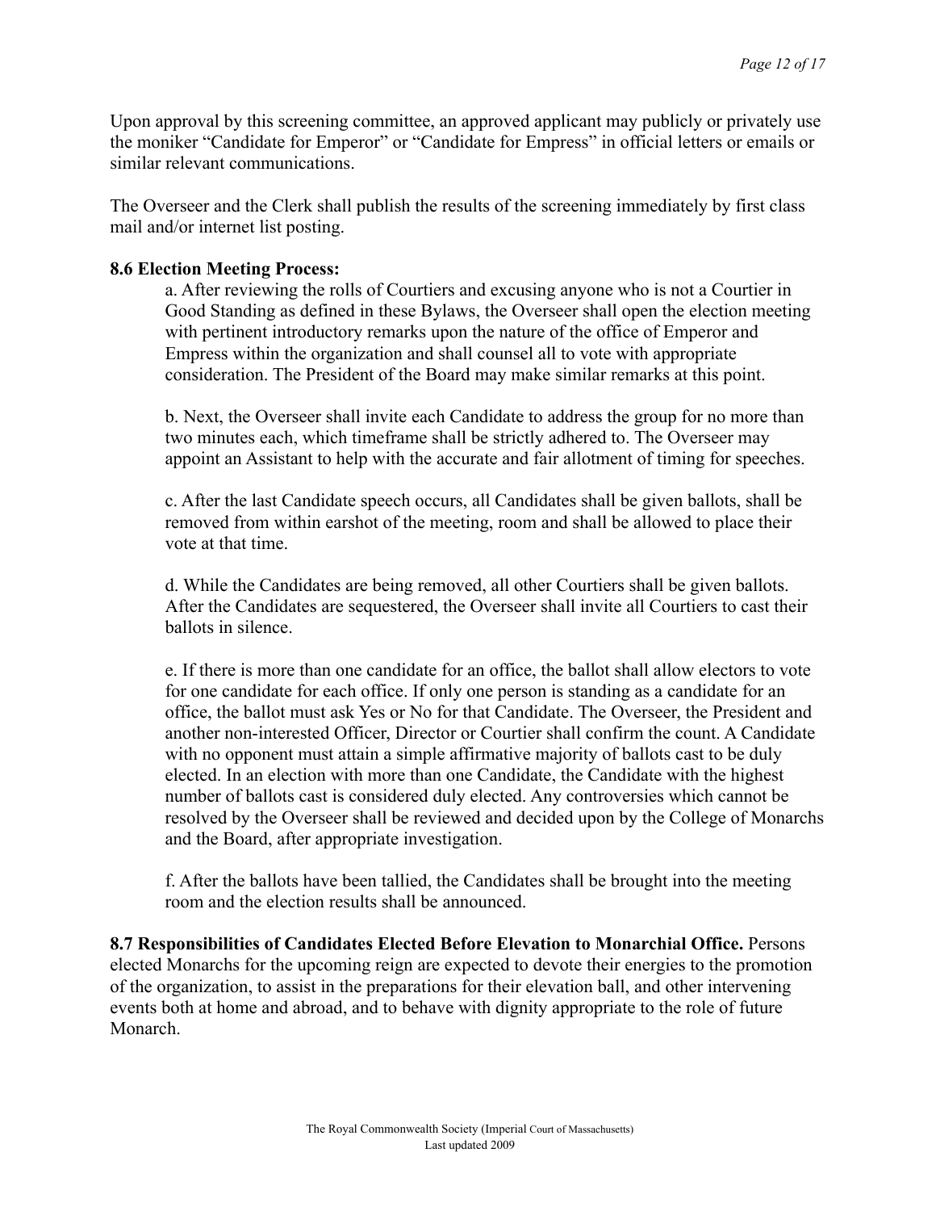Upon approval by this screening committee, an approved applicant may publicly or privately use the moniker "Candidate for Emperor" or "Candidate for Empress" in official letters or emails or similar relevant communications.

The Overseer and the Clerk shall publish the results of the screening immediately by first class mail and/or internet list posting.

**8.6 Election Meeting Process:**

a. After reviewing the rolls of Courtiers and excusing anyone who is not a Courtier in Good Standing as defined in these Bylaws, the Overseer shall open the election meeting with pertinent introductory remarks upon the nature of the office of Emperor and Empress within the organization and shall counsel all to vote with appropriate consideration. The President of the Board may make similar remarks at this point.

b. Next, the Overseer shall invite each Candidate to address the group for no more than two minutes each, which timeframe shall be strictly adhered to. The Overseer may appoint an Assistant to help with the accurate and fair allotment of timing for speeches.

c. After the last Candidate speech occurs, all Candidates shall be given ballots, shall be removed from within earshot of the meeting, room and shall be allowed to place their vote at that time.

d. While the Candidates are being removed, all other Courtiers shall be given ballots. After the Candidates are sequestered, the Overseer shall invite all Courtiers to cast their ballots in silence.

e. If there is more than one candidate for an office, the ballot shall allow electors to vote for one candidate for each office. If only one person is standing as a candidate for an office, the ballot must ask Yes or No for that Candidate. The Overseer, the President and another non-interested Officer, Director or Courtier shall confirm the count. A Candidate with no opponent must attain a simple affirmative majority of ballots cast to be duly elected. In an election with more than one Candidate, the Candidate with the highest number of ballots cast is considered duly elected. Any controversies which cannot be resolved by the Overseer shall be reviewed and decided upon by the College of Monarchs and the Board, after appropriate investigation.

f. After the ballots have been tallied, the Candidates shall be brought into the meeting room and the election results shall be announced.

**8.7 Responsibilities of Candidates Elected Before Elevation to Monarchial Office.** Persons elected Monarchs for the upcoming reign are expected to devote their energies to the promotion of the organization, to assist in the preparations for their elevation ball, and other intervening events both at home and abroad, and to behave with dignity appropriate to the role of future Monarch.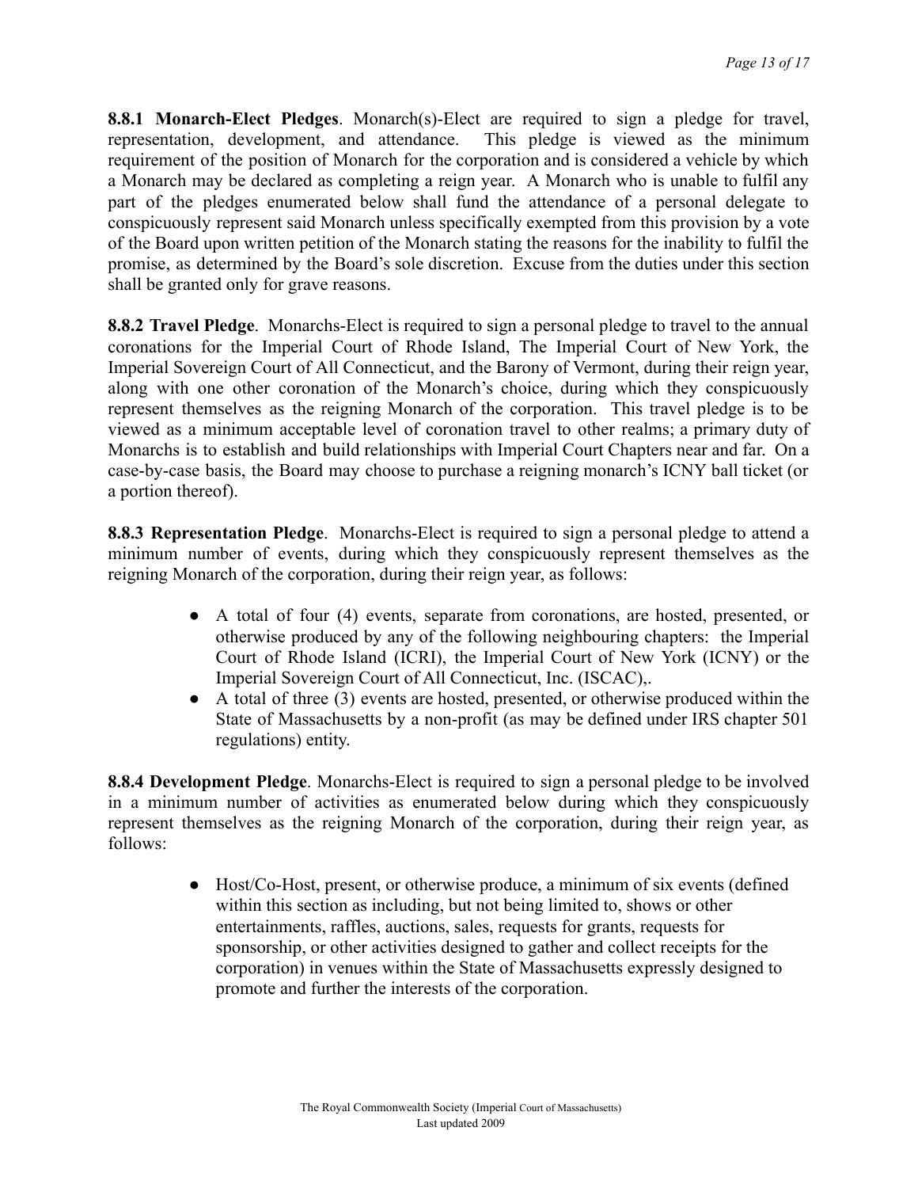**8.8.1 Monarch-Elect Pledges**. Monarch(s)-Elect are required to sign a pledge for travel, representation, development, and attendance. This pledge is viewed as the minimum requirement of the position of Monarch for the corporation and is considered a vehicle by which a Monarch may be declared as completing a reign year. A Monarch who is unable to fulfil any part of the pledges enumerated below shall fund the attendance of a personal delegate to conspicuously represent said Monarch unless specifically exempted from this provision by a vote of the Board upon written petition of the Monarch stating the reasons for the inability to fulfil the promise, as determined by the Board's sole discretion. Excuse from the duties under this section shall be granted only for grave reasons.

**8.8.2 Travel Pledge**. Monarchs-Elect is required to sign a personal pledge to travel to the annual coronations for the Imperial Court of Rhode Island, The Imperial Court of New York, the Imperial Sovereign Court of All Connecticut, and the Barony of Vermont, during their reign year, along with one other coronation of the Monarch's choice, during which they conspicuously represent themselves as the reigning Monarch of the corporation. This travel pledge is to be viewed as a minimum acceptable level of coronation travel to other realms; a primary duty of Monarchs is to establish and build relationships with Imperial Court Chapters near and far. On a case-by-case basis, the Board may choose to purchase a reigning monarch's ICNY ball ticket (or a portion thereof).

**8.8.3 Representation Pledge**. Monarchs-Elect is required to sign a personal pledge to attend a minimum number of events, during which they conspicuously represent themselves as the reigning Monarch of the corporation, during their reign year, as follows:

- A total of four (4) events, separate from coronations, are hosted, presented, or otherwise produced by any of the following neighbouring chapters: the Imperial Court of Rhode Island (ICRI), the Imperial Court of New York (ICNY) or the Imperial Sovereign Court of All Connecticut, Inc. (ISCAC),.
- A total of three (3) events are hosted, presented, or otherwise produced within the State of Massachusetts by a non-profit (as may be defined under IRS chapter 501 regulations) entity.

**8.8.4 Development Pledge**. Monarchs-Elect is required to sign a personal pledge to be involved in a minimum number of activities as enumerated below during which they conspicuously represent themselves as the reigning Monarch of the corporation, during their reign year, as follows:

- Host/Co-Host, present, or otherwise produce, a minimum of six events (defined within this section as including, but not being limited to, shows or other entertainments, raffles, auctions, sales, requests for grants, requests for sponsorship, or other activities designed to gather and collect receipts for the corporation) in venues within the State of Massachusetts expressly designed to promote and further the interests of the corporation.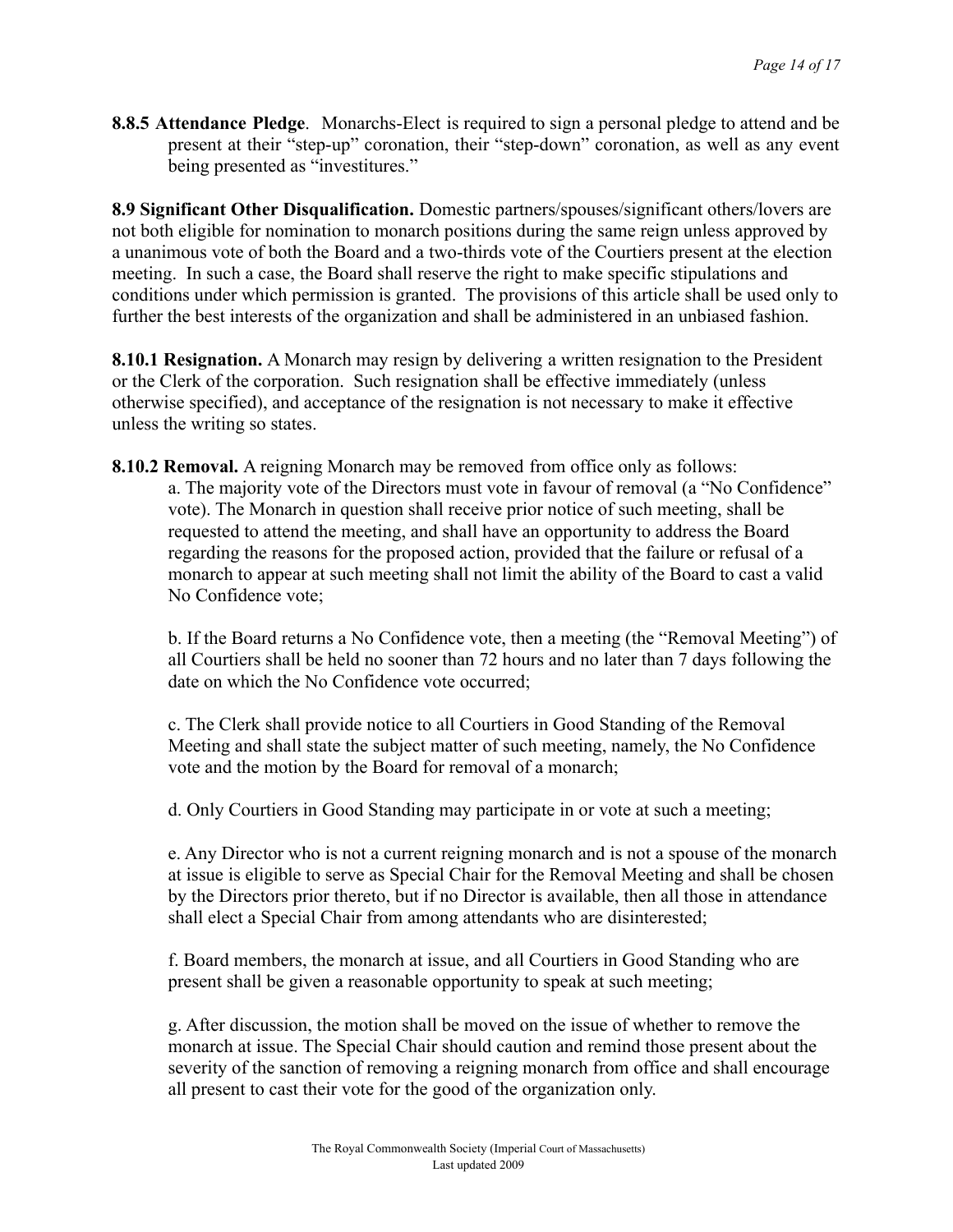**8.8.5 Attendance Pledge**. Monarchs-Elect is required to sign a personal pledge to attend and be present at their "step-up" coronation, their "step-down" coronation, as well as any event being presented as "investitures."

**8.9 Significant Other Disqualification.** Domestic partners/spouses/significant others/lovers are not both eligible for nomination to monarch positions during the same reign unless approved by a unanimous vote of both the Board and a two-thirds vote of the Courtiers present at the election meeting. In such a case, the Board shall reserve the right to make specific stipulations and conditions under which permission is granted. The provisions of this article shall be used only to further the best interests of the organization and shall be administered in an unbiased fashion.

**8.10.1 Resignation.** A Monarch may resign by delivering a written resignation to the President or the Clerk of the corporation. Such resignation shall be effective immediately (unless otherwise specified), and acceptance of the resignation is not necessary to make it effective unless the writing so states.

**8.10.2 Removal.** A reigning Monarch may be removed from office only as follows:

a. The majority vote of the Directors must vote in favour of removal (a "No Confidence" vote). The Monarch in question shall receive prior notice of such meeting, shall be requested to attend the meeting, and shall have an opportunity to address the Board regarding the reasons for the proposed action, provided that the failure or refusal of a monarch to appear at such meeting shall not limit the ability of the Board to cast a valid No Confidence vote;

b. If the Board returns a No Confidence vote, then a meeting (the "Removal Meeting") of all Courtiers shall be held no sooner than 72 hours and no later than 7 days following the date on which the No Confidence vote occurred;

c. The Clerk shall provide notice to all Courtiers in Good Standing of the Removal Meeting and shall state the subject matter of such meeting, namely, the No Confidence vote and the motion by the Board for removal of a monarch;

d. Only Courtiers in Good Standing may participate in or vote at such a meeting;

e. Any Director who is not a current reigning monarch and is not a spouse of the monarch at issue is eligible to serve as Special Chair for the Removal Meeting and shall be chosen by the Directors prior thereto, but if no Director is available, then all those in attendance shall elect a Special Chair from among attendants who are disinterested;

f. Board members, the monarch at issue, and all Courtiers in Good Standing who are present shall be given a reasonable opportunity to speak at such meeting;

g. After discussion, the motion shall be moved on the issue of whether to remove the monarch at issue. The Special Chair should caution and remind those present about the severity of the sanction of removing a reigning monarch from office and shall encourage all present to cast their vote for the good of the organization only.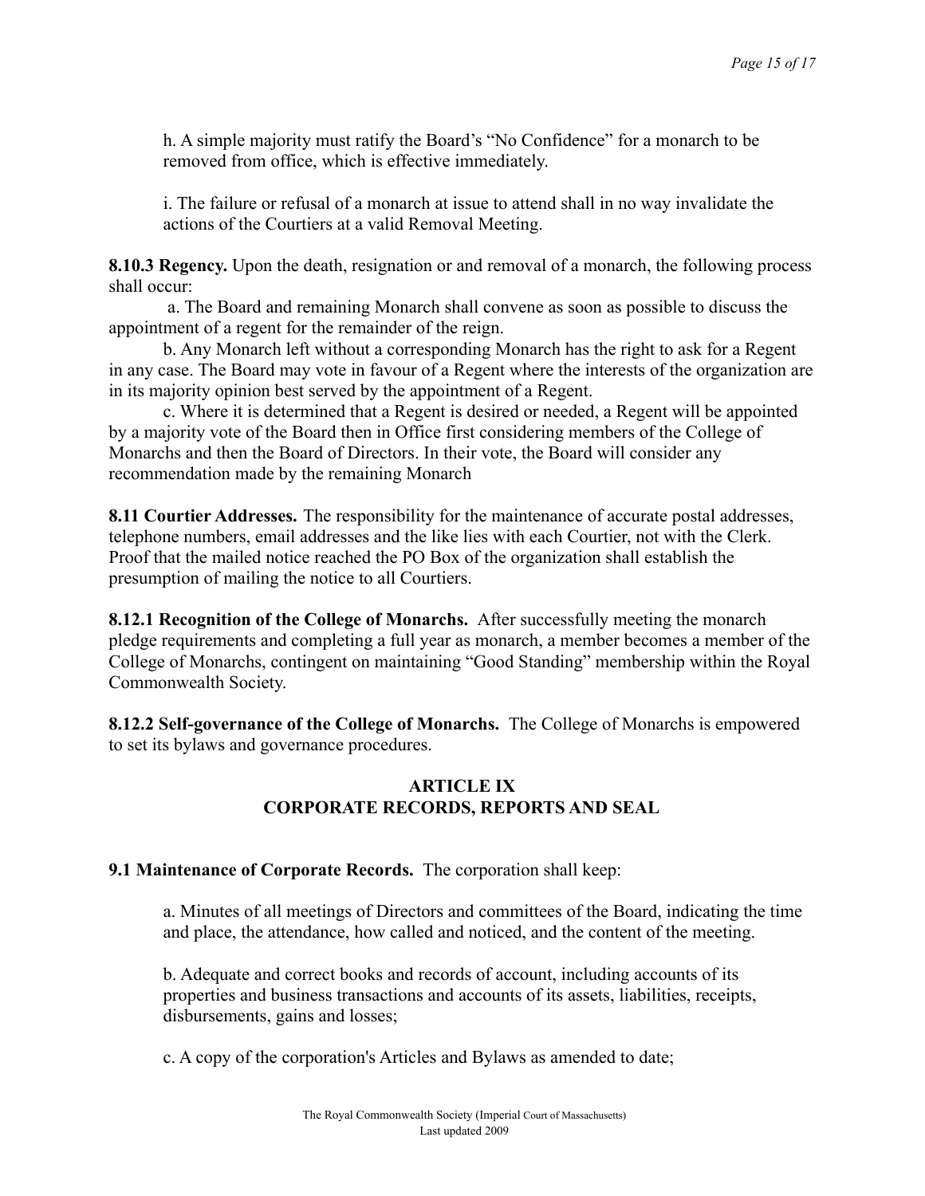h. A simple majority must ratify the Board's "No Confidence" for a monarch to be removed from office, which is effective immediately.

i. The failure or refusal of a monarch at issue to attend shall in no way invalidate the actions of the Courtiers at a valid Removal Meeting.

**8.10.3 Regency.** Upon the death, resignation or and removal of a monarch, the following process shall occur:

a. The Board and remaining Monarch shall convene as soon as possible to discuss the appointment of a regent for the remainder of the reign.

b. Any Monarch left without a corresponding Monarch has the right to ask for a Regent in any case. The Board may vote in favour of a Regent where the interests of the organization are in its majority opinion best served by the appointment of a Regent.

c. Where it is determined that a Regent is desired or needed, a Regent will be appointed by a majority vote of the Board then in Office first considering members of the College of Monarchs and then the Board of Directors. In their vote, the Board will consider any recommendation made by the remaining Monarch

**8.11 Courtier Addresses.** The responsibility for the maintenance of accurate postal addresses, telephone numbers, email addresses and the like lies with each Courtier, not with the Clerk. Proof that the mailed notice reached the PO Box of the organization shall establish the presumption of mailing the notice to all Courtiers.

**8.12.1 Recognition of the College of Monarchs.** After successfully meeting the monarch pledge requirements and completing a full year as monarch, a member becomes a member of the College of Monarchs, contingent on maintaining "Good Standing" membership within the Royal Commonwealth Society.

**8.12.2 Self-governance of the College of Monarchs.** The College of Monarchs is empowered to set its bylaws and governance procedures.

## ARTICLE IX
## CORPORATE RECORDS, REPORTS AND SEAL

**9.1 Maintenance of Corporate Records.** The corporation shall keep:

a. Minutes of all meetings of Directors and committees of the Board, indicating the time and place, the attendance, how called and noticed, and the content of the meeting.

b. Adequate and correct books and records of account, including accounts of its properties and business transactions and accounts of its assets, liabilities, receipts, disbursements, gains and losses;

c. A copy of the corporation's Articles and Bylaws as amended to date;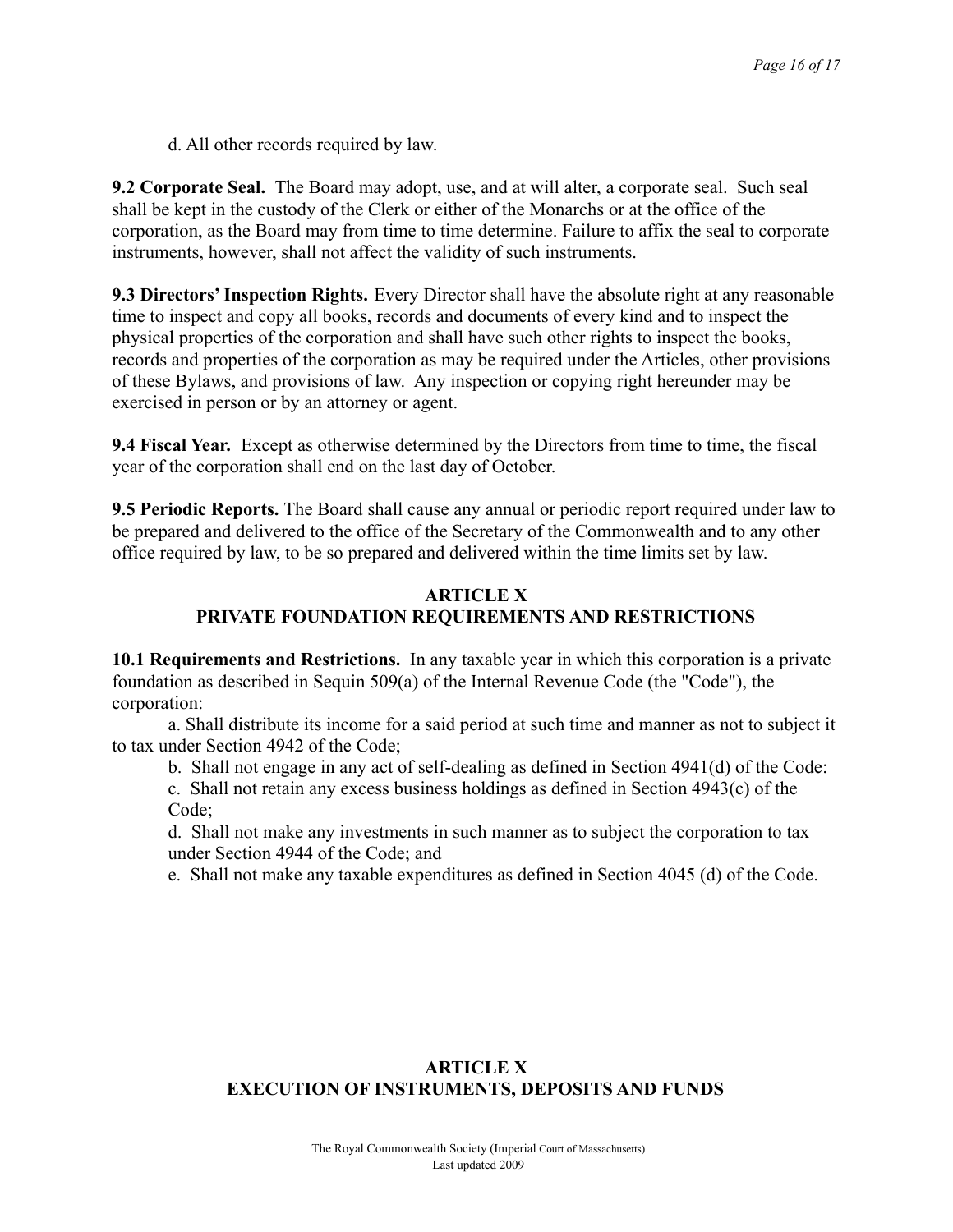d. All other records required by law.

**9.2 Corporate Seal.** The Board may adopt, use, and at will alter, a corporate seal. Such seal shall be kept in the custody of the Clerk or either of the Monarchs or at the office of the corporation, as the Board may from time to time determine. Failure to affix the seal to corporate instruments, however, shall not affect the validity of such instruments.

**9.3 Directors' Inspection Rights.** Every Director shall have the absolute right at any reasonable time to inspect and copy all books, records and documents of every kind and to inspect the physical properties of the corporation and shall have such other rights to inspect the books, records and properties of the corporation as may be required under the Articles, other provisions of these Bylaws, and provisions of law. Any inspection or copying right hereunder may be exercised in person or by an attorney or agent.

**9.4 Fiscal Year.** Except as otherwise determined by the Directors from time to time, the fiscal year of the corporation shall end on the last day of October.

**9.5 Periodic Reports.** The Board shall cause any annual or periodic report required under law to be prepared and delivered to the office of the Secretary of the Commonwealth and to any other office required by law, to be so prepared and delivered within the time limits set by law.

## ARTICLE X
## PRIVATE FOUNDATION REQUIREMENTS AND RESTRICTIONS

**10.1 Requirements and Restrictions.** In any taxable year in which this corporation is a private foundation as described in Sequin 509(a) of the Internal Revenue Code (the "Code"), the corporation:

a. Shall distribute its income for a said period at such time and manner as not to subject it to tax under Section 4942 of the Code;

b. Shall not engage in any act of self-dealing as defined in Section 4941(d) of the Code:

c. Shall not retain any excess business holdings as defined in Section 4943(c) of the Code;

d. Shall not make any investments in such manner as to subject the corporation to tax under Section 4944 of the Code; and

e. Shall not make any taxable expenditures as defined in Section 4045 (d) of the Code.

## ARTICLE X
## EXECUTION OF INSTRUMENTS, DEPOSITS AND FUNDS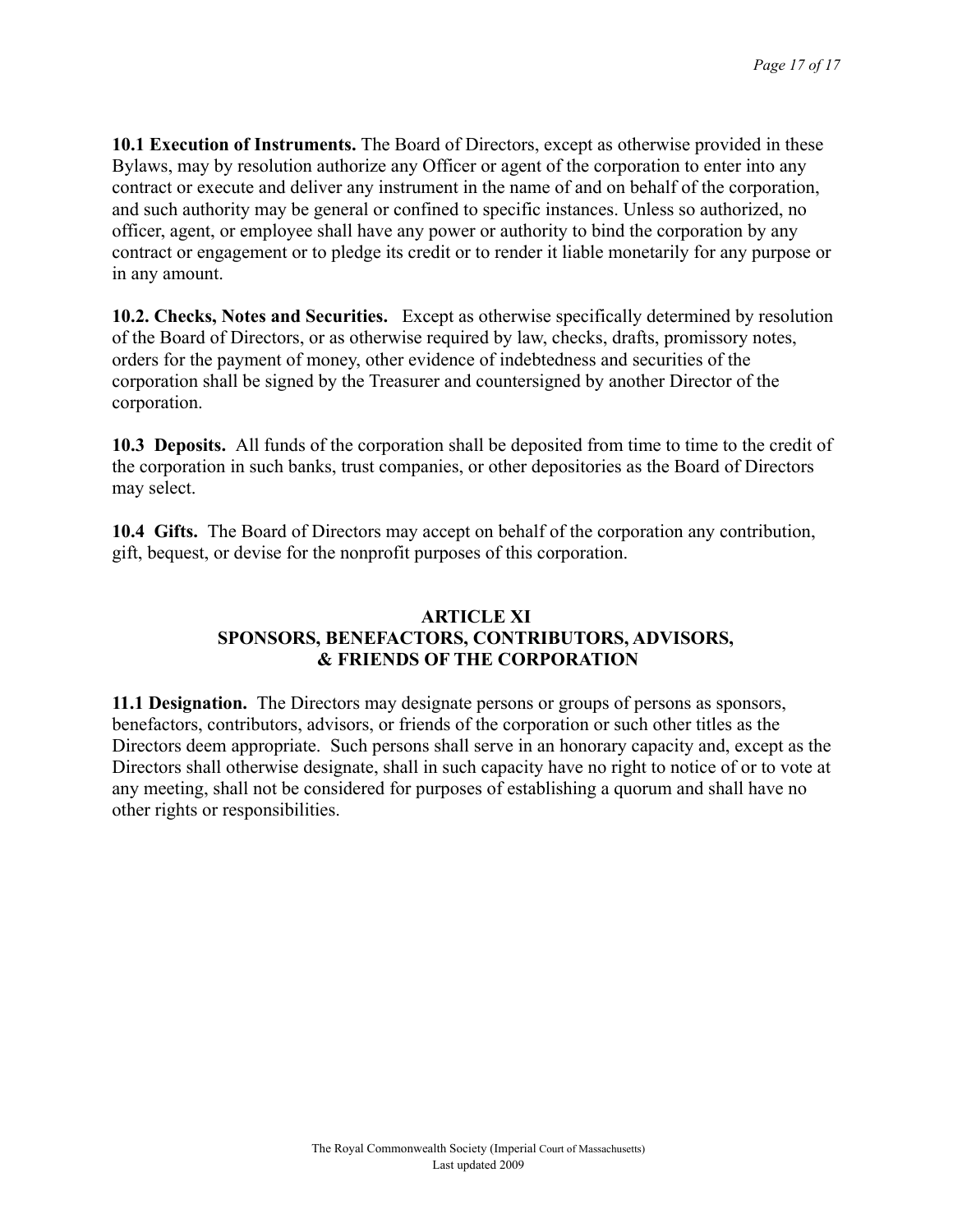**10.1 Execution of Instruments.** The Board of Directors, except as otherwise provided in these Bylaws, may by resolution authorize any Officer or agent of the corporation to enter into any contract or execute and deliver any instrument in the name of and on behalf of the corporation, and such authority may be general or confined to specific instances. Unless so authorized, no officer, agent, or employee shall have any power or authority to bind the corporation by any contract or engagement or to pledge its credit or to render it liable monetarily for any purpose or in any amount.

**10.2. Checks, Notes and Securities.** Except as otherwise specifically determined by resolution of the Board of Directors, or as otherwise required by law, checks, drafts, promissory notes, orders for the payment of money, other evidence of indebtedness and securities of the corporation shall be signed by the Treasurer and countersigned by another Director of the corporation.

**10.3 Deposits.** All funds of the corporation shall be deposited from time to time to the credit of the corporation in such banks, trust companies, or other depositories as the Board of Directors may select.

**10.4 Gifts.** The Board of Directors may accept on behalf of the corporation any contribution, gift, bequest, or devise for the nonprofit purposes of this corporation.

## ARTICLE XI
## SPONSORS, BENEFACTORS, CONTRIBUTORS, ADVISORS, & FRIENDS OF THE CORPORATION

**11.1 Designation.** The Directors may designate persons or groups of persons as sponsors, benefactors, contributors, advisors, or friends of the corporation or such other titles as the Directors deem appropriate. Such persons shall serve in an honorary capacity and, except as the Directors shall otherwise designate, shall in such capacity have no right to notice of or to vote at any meeting, shall not be considered for purposes of establishing a quorum and shall have no other rights or responsibilities.